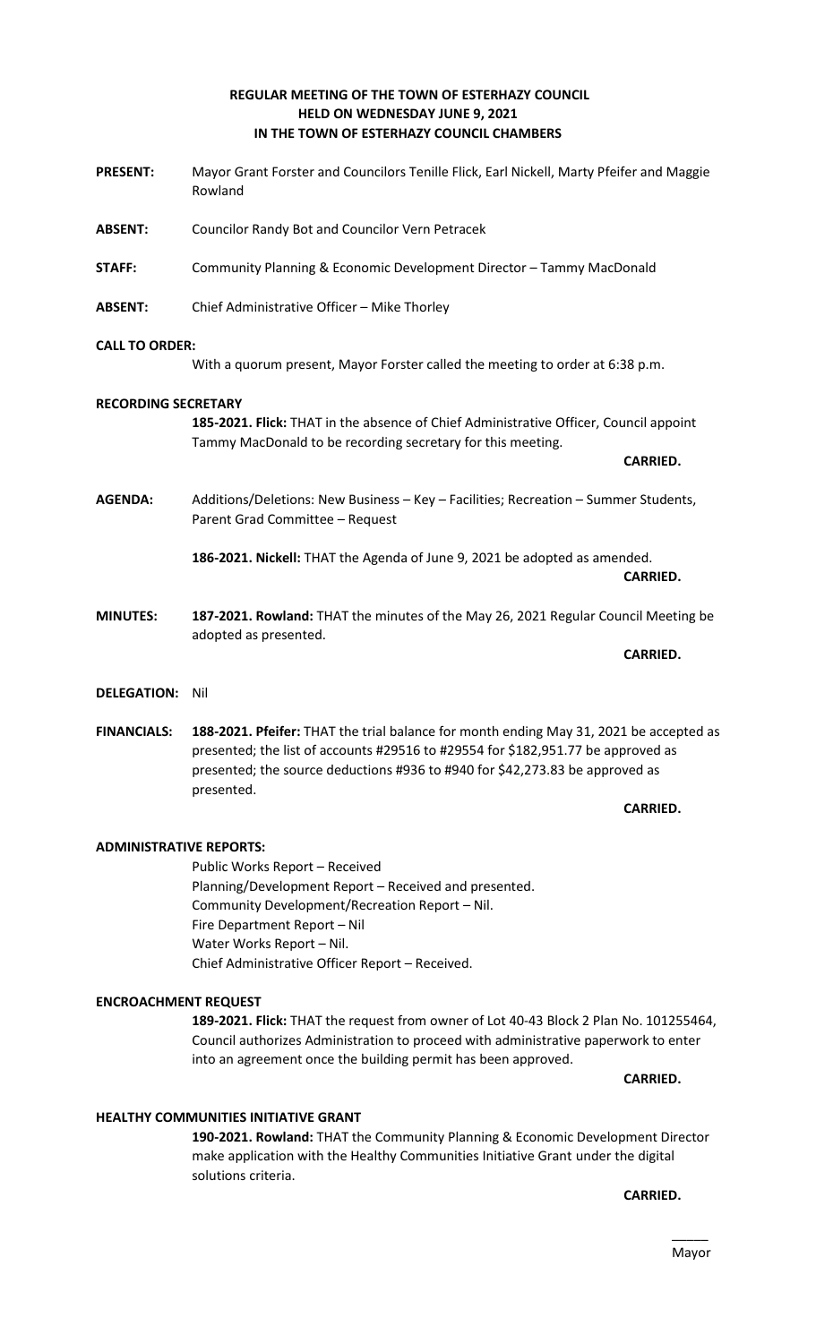# REGULAR MEETING OF THE TOWN OF ESTERHAZY COUNCIL
# HELD ON WEDNESDAY JUNE 9, 2021
# IN THE TOWN OF ESTERHAZY COUNCIL CHAMBERS

**PRESENT:** Mayor Grant Forster and Councilors Tenille Flick, Earl Nickell, Marty Pfeifer and Maggie Rowland

**ABSENT:** Councilor Randy Bot and Councilor Vern Petracek

**STAFF:** Community Planning & Economic Development Director – Tammy MacDonald

**ABSENT:** Chief Administrative Officer – Mike Thorley

**CALL TO ORDER:**

With a quorum present, Mayor Forster called the meeting to order at 6:38 p.m.

**RECORDING SECRETARY**

**185-2021. Flick:** THAT in the absence of Chief Administrative Officer, Council appoint Tammy MacDonald to be recording secretary for this meeting.

**CARRIED.**

**AGENDA:** Additions/Deletions: New Business – Key – Facilities; Recreation – Summer Students, Parent Grad Committee – Request

**186-2021. Nickell:** THAT the Agenda of June 9, 2021 be adopted as amended.

**CARRIED.**

**MINUTES:** **187-2021. Rowland:** THAT the minutes of the May 26, 2021 Regular Council Meeting be adopted as presented.

**CARRIED.**

**DELEGATION:** Nil

**FINANCIALS:** **188-2021. Pfeifer:** THAT the trial balance for month ending May 31, 2021 be accepted as presented; the list of accounts #29516 to #29554 for $182,951.77 be approved as presented; the source deductions #936 to #940 for $42,273.83 be approved as presented.

**CARRIED.**

**ADMINISTRATIVE REPORTS:**

Public Works Report – Received
Planning/Development Report – Received and presented.
Community Development/Recreation Report – Nil.
Fire Department Report – Nil
Water Works Report – Nil.
Chief Administrative Officer Report – Received.

**ENCROACHMENT REQUEST**

**189-2021. Flick:** THAT the request from owner of Lot 40-43 Block 2 Plan No. 101255464, Council authorizes Administration to proceed with administrative paperwork to enter into an agreement once the building permit has been approved.

**CARRIED.**

**HEALTHY COMMUNITIES INITIATIVE GRANT**

**190-2021. Rowland:** THAT the Community Planning & Economic Development Director make application with the Healthy Communities Initiative Grant under the digital solutions criteria.

**CARRIED.**

_____
Mayor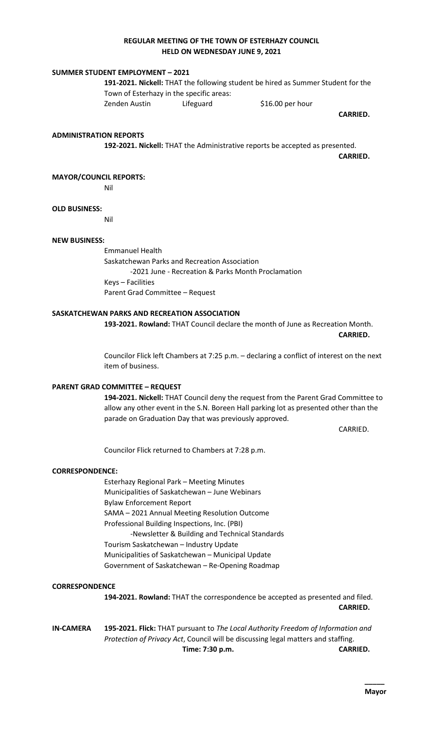# REGULAR MEETING OF THE TOWN OF ESTERHAZY COUNCIL HELD ON WEDNESDAY JUNE 9, 2021

**SUMMER STUDENT EMPLOYMENT – 2021**

**191-2021. Nickell:** THAT the following student be hired as Summer Student for the Town of Esterhazy in the specific areas:

| Zenden Austin | Lifeguard | $16.00 per hour |
|---|---|---|

**CARRIED.**

**ADMINISTRATION REPORTS**

**192-2021. Nickell:** THAT the Administrative reports be accepted as presented.

**CARRIED.**

**MAYOR/COUNCIL REPORTS:**

Nil

**OLD BUSINESS:**

Nil

**NEW BUSINESS:**

Emmanuel Health
Saskatchewan Parks and Recreation Association
-2021 June - Recreation & Parks Month Proclamation
Keys – Facilities
Parent Grad Committee – Request

**SASKATCHEWAN PARKS AND RECREATION ASSOCIATION**

**193-2021. Rowland:** THAT Council declare the month of June as Recreation Month.

**CARRIED.**

Councilor Flick left Chambers at 7:25 p.m. – declaring a conflict of interest on the next item of business.

**PARENT GRAD COMMITTEE – REQUEST**

**194-2021. Nickell:** THAT Council deny the request from the Parent Grad Committee to allow any other event in the S.N. Boreen Hall parking lot as presented other than the parade on Graduation Day that was previously approved.

CARRIED.

Councilor Flick returned to Chambers at 7:28 p.m.

**CORRESPONDENCE:**

Esterhazy Regional Park – Meeting Minutes
Municipalities of Saskatchewan – June Webinars
Bylaw Enforcement Report
SAMA – 2021 Annual Meeting Resolution Outcome
Professional Building Inspections, Inc. (PBI)
-Newsletter & Building and Technical Standards
Tourism Saskatchewan – Industry Update
Municipalities of Saskatchewan – Municipal Update
Government of Saskatchewan – Re-Opening Roadmap

**CORRESPONDENCE**

**194-2021. Rowland:** THAT the correspondence be accepted as presented and filed.

**CARRIED.**

**IN-CAMERA** **195-2021. Flick:** THAT pursuant to *The Local Authority Freedom of Information and Protection of Privacy Act*, Council will be discussing legal matters and staffing.

**Time: 7:30 p.m.** **CARRIED.**

______
**Mayor**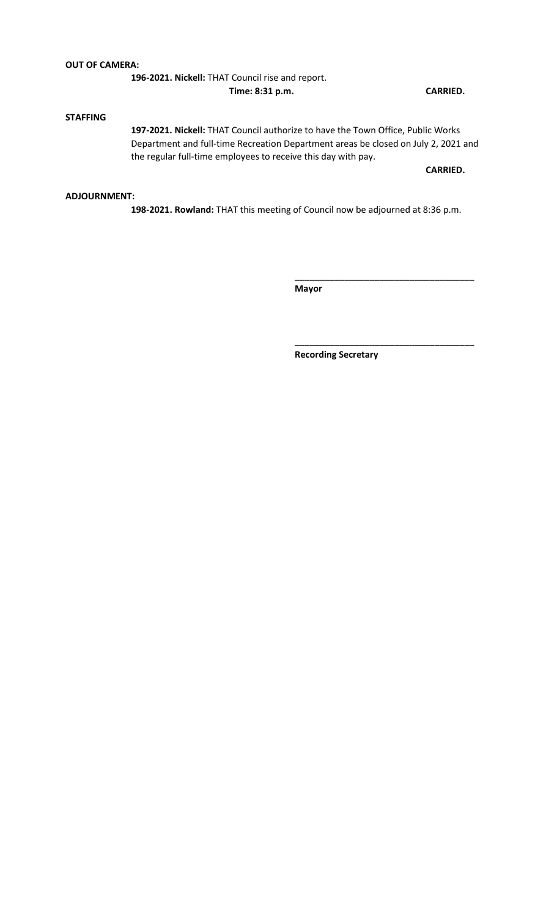**OUT OF CAMERA:**

**196-2021. Nickell:** THAT Council rise and report.

**Time: 8:31 p.m.** **CARRIED.**

**STAFFING**

**197-2021. Nickell:** THAT Council authorize to have the Town Office, Public Works Department and full-time Recreation Department areas be closed on July 2, 2021 and the regular full-time employees to receive this day with pay.

**CARRIED.**

**ADJOURNMENT:**

**198-2021. Rowland:** THAT this meeting of Council now be adjourned at 8:36 p.m.

\_\_\_\_\_\_\_\_\_\_\_\_\_\_\_\_\_\_\_\_\_\_\_\_\_\_\_\_\_\_\_\_\_\_\_\_

**Mayor**

\_\_\_\_\_\_\_\_\_\_\_\_\_\_\_\_\_\_\_\_\_\_\_\_\_\_\_\_\_\_\_\_\_\_\_\_

**Recording Secretary**